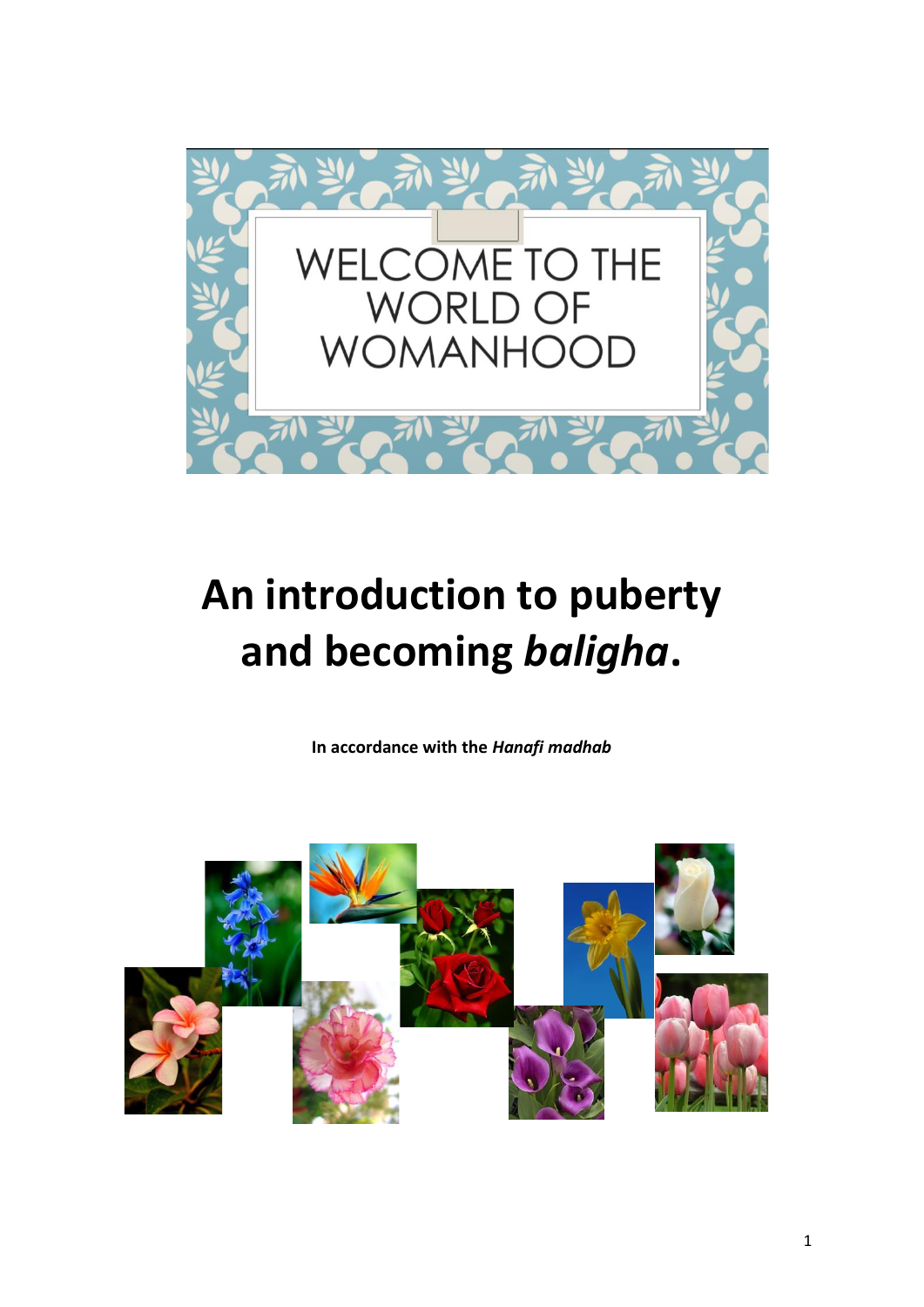WELCOME TO THE WORLD OF WOMANHOOD

# An introduction to puberty and becoming *baligha*.

**In accordance with the *Hanafi madhab***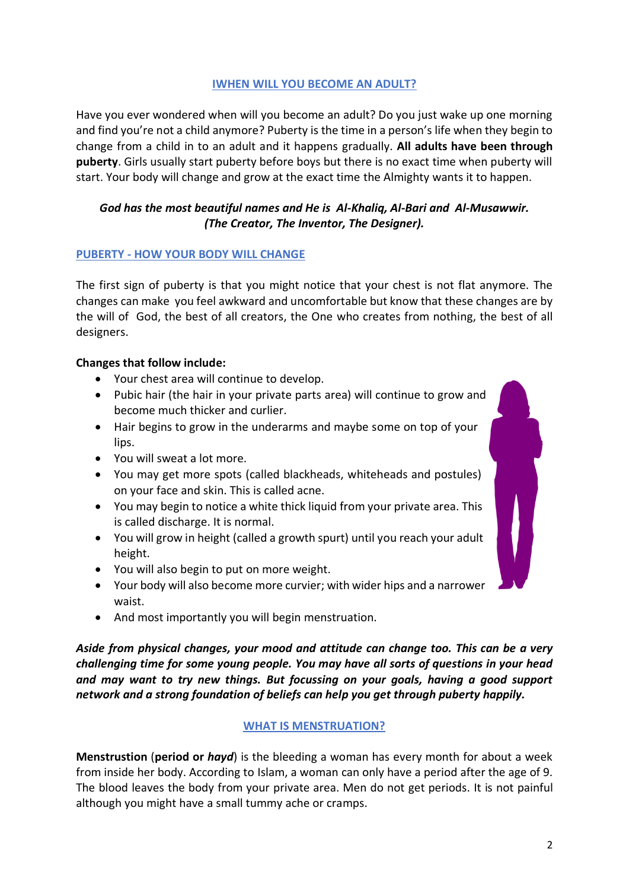## IWHEN WILL YOU BECOME AN ADULT?

Have you ever wondered when will you become an adult? Do you just wake up one morning and find you're not a child anymore? Puberty is the time in a person's life when they begin to change from a child in to an adult and it happens gradually. **All adults have been through puberty**. Girls usually start puberty before boys but there is no exact time when puberty will start. Your body will change and grow at the exact time the Almighty wants it to happen.

***God has the most beautiful names and He is Al-Khaliq, Al-Bari and Al-Musawwir. (The Creator, The Inventor, The Designer).***

## PUBERTY - HOW YOUR BODY WILL CHANGE

The first sign of puberty is that you might notice that your chest is not flat anymore. The changes can make you feel awkward and uncomfortable but know that these changes are by the will of God, the best of all creators, the One who creates from nothing, the best of all designers.

**Changes that follow include:**

- Your chest area will continue to develop.
- Pubic hair (the hair in your private parts area) will continue to grow and become much thicker and curlier.
- Hair begins to grow in the underarms and maybe some on top of your lips.
- You will sweat a lot more.
- You may get more spots (called blackheads, whiteheads and postules) on your face and skin. This is called acne.
- You may begin to notice a white thick liquid from your private area. This is called discharge. It is normal.
- You will grow in height (called a growth spurt) until you reach your adult height.
- You will also begin to put on more weight.
- Your body will also become more curvier; with wider hips and a narrower waist.
- And most importantly you will begin menstruation.

***Aside from physical changes, your mood and attitude can change too. This can be a very challenging time for some young people. You may have all sorts of questions in your head and may want to try new things. But focussing on your goals, having a good support network and a strong foundation of beliefs can help you get through puberty happily.***

## WHAT IS MENSTRUATION?

**Menstrustion** (**period or *hayd***) is the bleeding a woman has every month for about a week from inside her body. According to Islam, a woman can only have a period after the age of 9. The blood leaves the body from your private area. Men do not get periods. It is not painful although you might have a small tummy ache or cramps.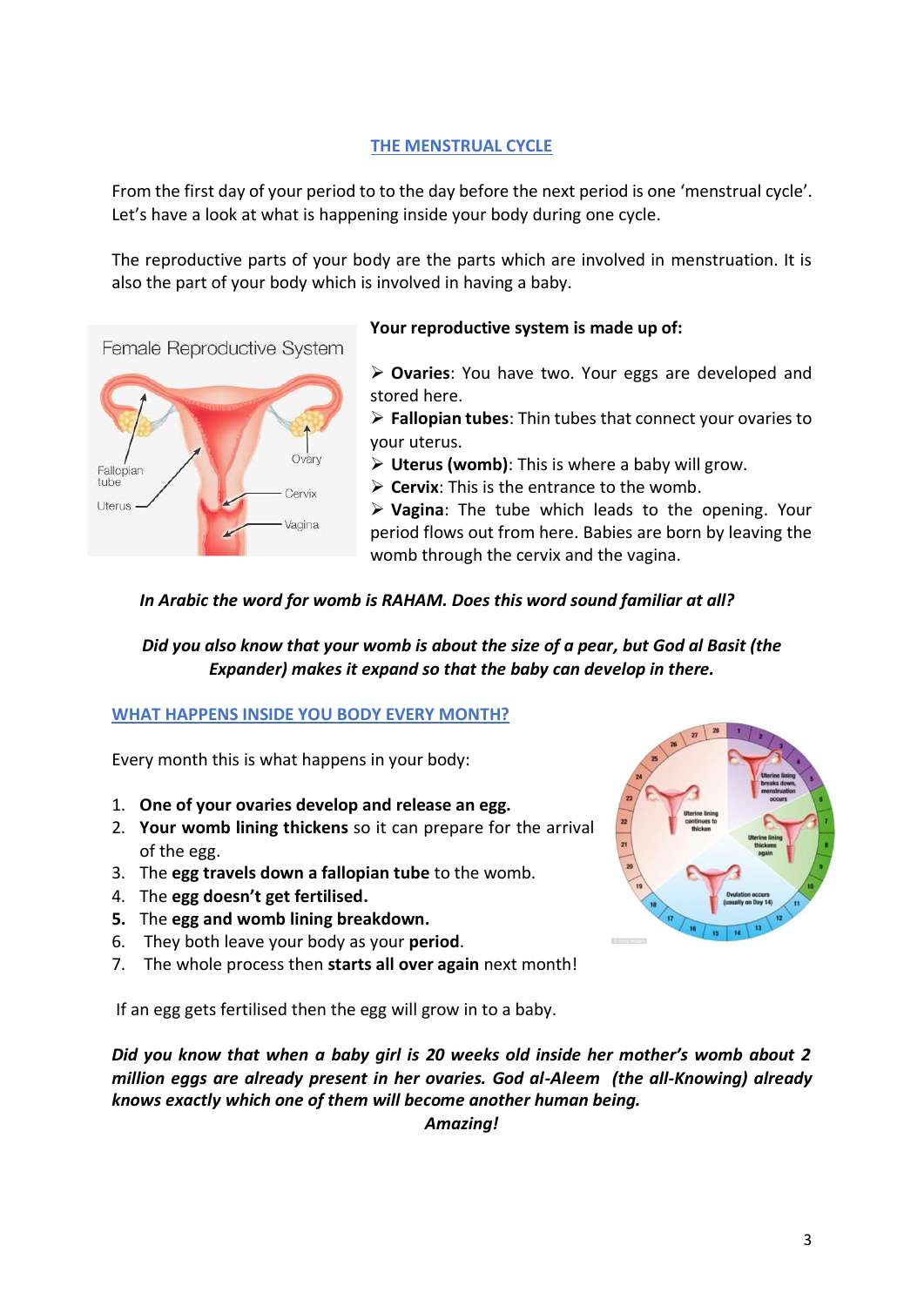## THE MENSTRUAL CYCLE

From the first day of your period to to the day before the next period is one 'menstrual cycle'. Let's have a look at what is happening inside your body during one cycle.

The reproductive parts of your body are the parts which are involved in menstruation. It is also the part of your body which is involved in having a baby.

**Your reproductive system is made up of:**

- **Ovaries**: You have two. Your eggs are developed and stored here.
- **Fallopian tubes**: Thin tubes that connect your ovaries to your uterus.
- **Uterus (womb)**: This is where a baby will grow.
- **Cervix**: This is the entrance to the womb.
- **Vagina**: The tube which leads to the opening. Your period flows out from here. Babies are born by leaving the womb through the cervix and the vagina.

***In Arabic the word for womb is RAHAM. Does this word sound familiar at all?***

***Did you also know that your womb is about the size of a pear, but God al Basit (the Expander) makes it expand so that the baby can develop in there.***

## WHAT HAPPENS INSIDE YOU BODY EVERY MONTH?

Every month this is what happens in your body:

1. **One of your ovaries develop and release an egg.**
2. **Your womb lining thickens** so it can prepare for the arrival of the egg.
3. The **egg travels down a fallopian tube** to the womb.
4. The **egg doesn't get fertilised.**
5. The **egg and womb lining breakdown.**
6. They both leave your body as your **period**.
7. The whole process then **starts all over again** next month!

If an egg gets fertilised then the egg will grow in to a baby.

***Did you know that when a baby girl is 20 weeks old inside her mother's womb about 2 million eggs are already present in her ovaries. God al-Aleem (the all-Knowing) already knows exactly which one of them will become another human being.***

***Amazing!***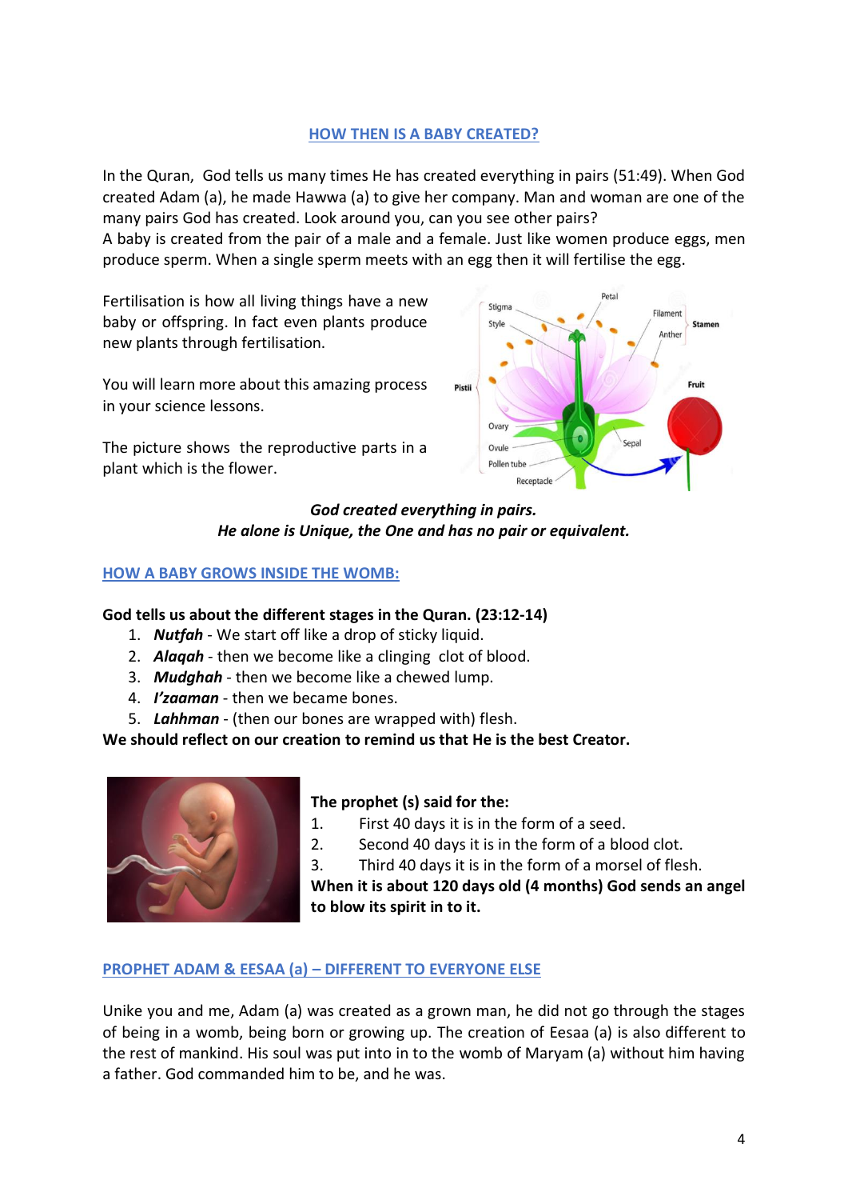## HOW THEN IS A BABY CREATED?

In the Quran, God tells us many times He has created everything in pairs (51:49). When God created Adam (a), he made Hawwa (a) to give her company. Man and woman are one of the many pairs God has created. Look around you, can you see other pairs?
A baby is created from the pair of a male and a female. Just like women produce eggs, men produce sperm. When a single sperm meets with an egg then it will fertilise the egg.

Fertilisation is how all living things have a new baby or offspring. In fact even plants produce new plants through fertilisation.

You will learn more about this amazing process in your science lessons.

The picture shows the reproductive parts in a plant which is the flower.

***God created everything in pairs.***
***He alone is Unique, the One and has no pair or equivalent.***

## HOW A BABY GROWS INSIDE THE WOMB:

**God tells us about the different stages in the Quran. (23:12-14)**

1. ***Nutfah*** - We start off like a drop of sticky liquid.
2. ***Alaqah*** - then we become like a clinging clot of blood.
3. ***Mudghah*** - then we become like a chewed lump.
4. ***I'zaaman*** - then we became bones.
5. ***Lahhman*** - (then our bones are wrapped with) flesh.

**We should reflect on our creation to remind us that He is the best Creator.**

**The prophet (s) said for the:**

1. First 40 days it is in the form of a seed.
2. Second 40 days it is in the form of a blood clot.
3. Third 40 days it is in the form of a morsel of flesh.

**When it is about 120 days old (4 months) God sends an angel to blow its spirit in to it.**

## PROPHET ADAM & EESAA (a) – DIFFERENT TO EVERYONE ELSE

Unike you and me, Adam (a) was created as a grown man, he did not go through the stages of being in a womb, being born or growing up. The creation of Eesaa (a) is also different to the rest of mankind. His soul was put into in to the womb of Maryam (a) without him having a father. God commanded him to be, and he was.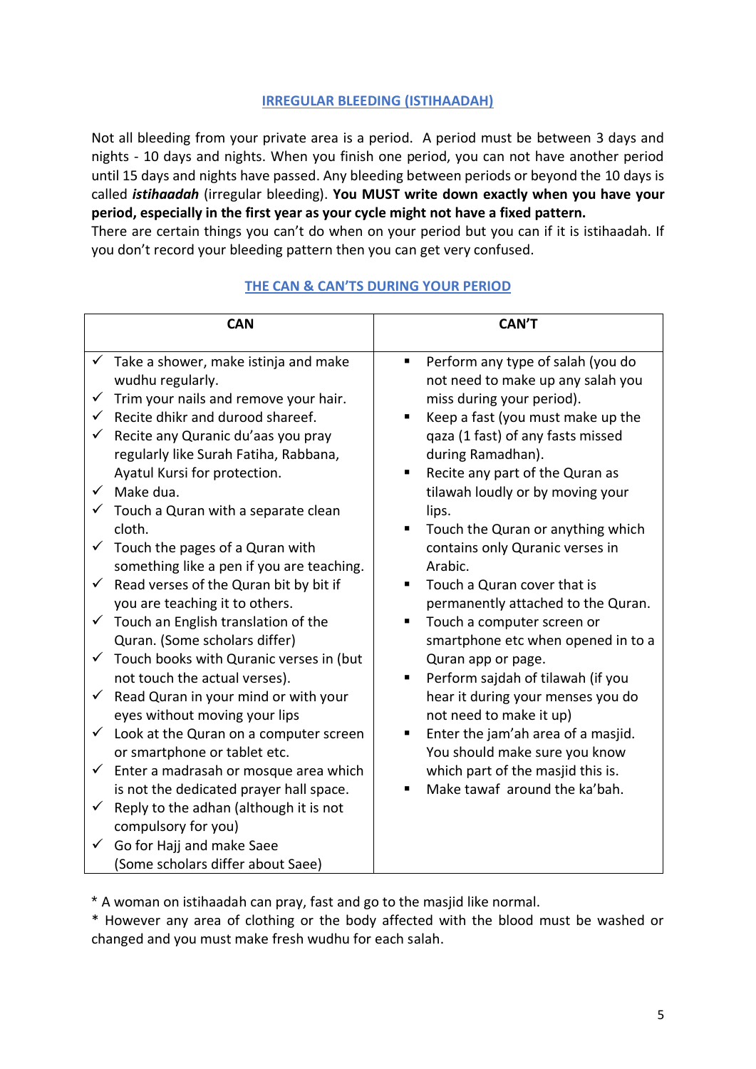## IRREGULAR BLEEDING (ISTIHAADAH)

Not all bleeding from your private area is a period. A period must be between 3 days and nights - 10 days and nights. When you finish one period, you can not have another period until 15 days and nights have passed. Any bleeding between periods or beyond the 10 days is called ***istihaadah*** (irregular bleeding). **You MUST write down exactly when you have your period, especially in the first year as your cycle might not have a fixed pattern.**
There are certain things you can't do when on your period but you can if it is istihaadah. If you don't record your bleeding pattern then you can get very confused.

## THE CAN & CAN'TS DURING YOUR PERIOD

| CAN | CAN'T |
|---|---|
| ✓ Take a shower, make istinja and make wudhu regularly.<br>✓ Trim your nails and remove your hair.<br>✓ Recite dhikr and durood shareef.<br>✓ Recite any Quranic du'aas you pray regularly like Surah Fatiha, Rabbana, Ayatul Kursi for protection.<br>✓ Make dua.<br>✓ Touch a Quran with a separate clean cloth.<br>✓ Touch the pages of a Quran with something like a pen if you are teaching.<br>✓ Read verses of the Quran bit by bit if you are teaching it to others.<br>✓ Touch an English translation of the Quran. (Some scholars differ)<br>✓ Touch books with Quranic verses in (but not touch the actual verses).<br>✓ Read Quran in your mind or with your eyes without moving your lips<br>✓ Look at the Quran on a computer screen or smartphone or tablet etc.<br>✓ Enter a madrasah or mosque area which is not the dedicated prayer hall space.<br>✓ Reply to the adhan (although it is not compulsory for you)<br>✓ Go for Hajj and make Saee (Some scholars differ about Saee) | ▪ Perform any type of salah (you do not need to make up any salah you miss during your period).<br>▪ Keep a fast (you must make up the qaza (1 fast) of any fasts missed during Ramadhan).<br>▪ Recite any part of the Quran as tilawah loudly or by moving your lips.<br>▪ Touch the Quran or anything which contains only Quranic verses in Arabic.<br>▪ Touch a Quran cover that is permanently attached to the Quran.<br>▪ Touch a computer screen or smartphone etc when opened in to a Quran app or page.<br>▪ Perform sajdah of tilawah (if you hear it during your menses you do not need to make it up)<br>▪ Enter the jam'ah area of a masjid. You should make sure you know which part of the masjid this is.<br>▪ Make tawaf around the ka'bah. |

* A woman on istihaadah can pray, fast and go to the masjid like normal.
* However any area of clothing or the body affected with the blood must be washed or changed and you must make fresh wudhu for each salah.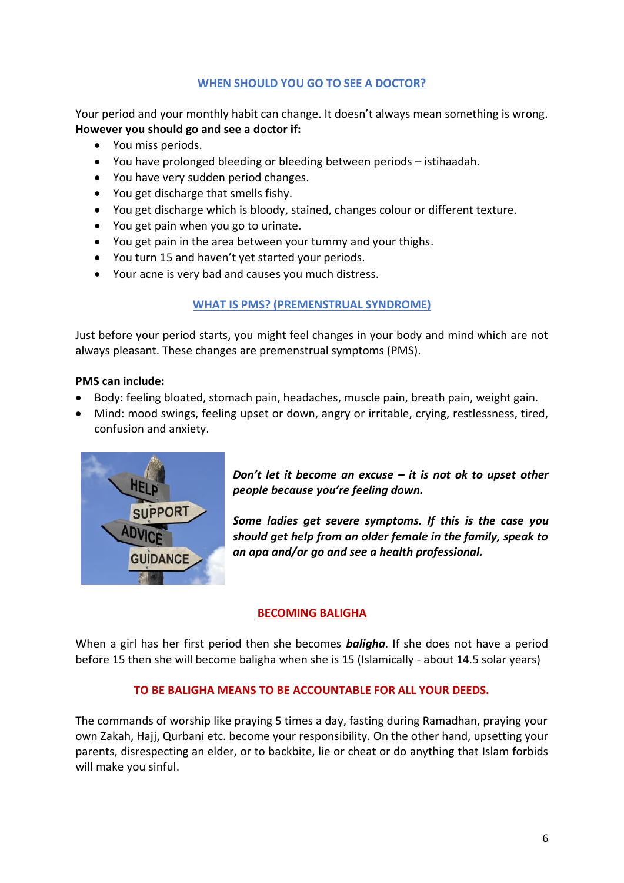## WHEN SHOULD YOU GO TO SEE A DOCTOR?

Your period and your monthly habit can change. It doesn't always mean something is wrong. **However you should go and see a doctor if:**

- You miss periods.
- You have prolonged bleeding or bleeding between periods – istihaadah.
- You have very sudden period changes.
- You get discharge that smells fishy.
- You get discharge which is bloody, stained, changes colour or different texture.
- You get pain when you go to urinate.
- You get pain in the area between your tummy and your thighs.
- You turn 15 and haven't yet started your periods.
- Your acne is very bad and causes you much distress.

## WHAT IS PMS? (PREMENSTRUAL SYNDROME)

Just before your period starts, you might feel changes in your body and mind which are not always pleasant. These changes are premenstrual symptoms (PMS).

**PMS can include:**

- Body: feeling bloated, stomach pain, headaches, muscle pain, breath pain, weight gain.
- Mind: mood swings, feeling upset or down, angry or irritable, crying, restlessness, tired, confusion and anxiety.

***Don't let it become an excuse – it is not ok to upset other people because you're feeling down.***

***Some ladies get severe symptoms. If this is the case you should get help from an older female in the family, speak to an apa and/or go and see a health professional.***

## BECOMING BALIGHA

When a girl has her first period then she becomes ***baligha***. If she does not have a period before 15 then she will become baligha when she is 15 (Islamically - about 14.5 solar years)

**TO BE BALIGHA MEANS TO BE ACCOUNTABLE FOR ALL YOUR DEEDS.**

The commands of worship like praying 5 times a day, fasting during Ramadhan, praying your own Zakah, Hajj, Qurbani etc. become your responsibility. On the other hand, upsetting your parents, disrespecting an elder, or to backbite, lie or cheat or do anything that Islam forbids will make you sinful.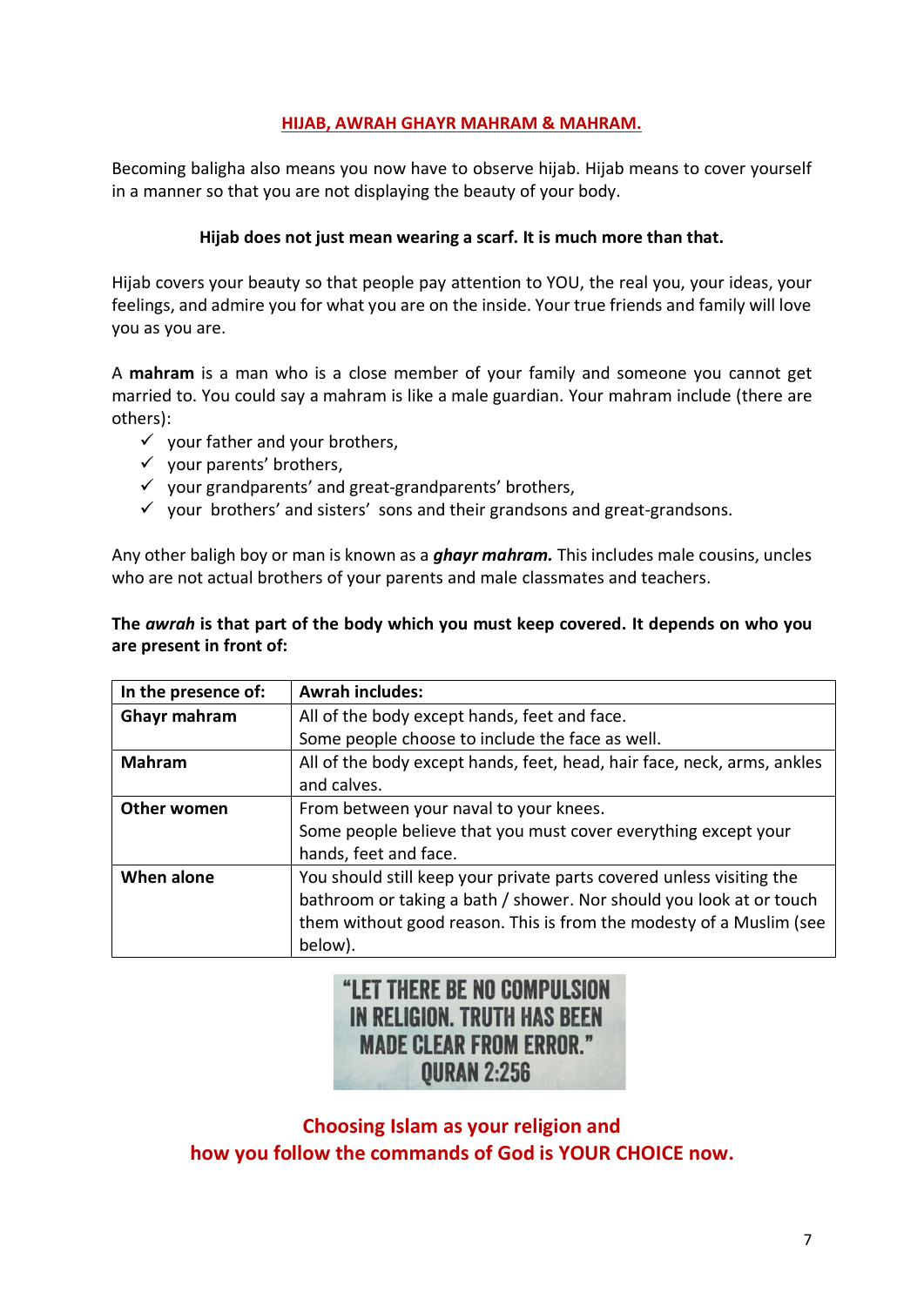## HIJAB, AWRAH GHAYR MAHRAM & MAHRAM.

Becoming baligha also means you now have to observe hijab. Hijab means to cover yourself in a manner so that you are not displaying the beauty of your body.

**Hijab does not just mean wearing a scarf. It is much more than that.**

Hijab covers your beauty so that people pay attention to YOU, the real you, your ideas, your feelings, and admire you for what you are on the inside. Your true friends and family will love you as you are.

A **mahram** is a man who is a close member of your family and someone you cannot get married to. You could say a mahram is like a male guardian. Your mahram include (there are others):

- ✓ your father and your brothers,
- ✓ your parents' brothers,
- ✓ your grandparents' and great-grandparents' brothers,
- ✓ your brothers' and sisters' sons and their grandsons and great-grandsons.

Any other baligh boy or man is known as a ***ghayr mahram.*** This includes male cousins, uncles who are not actual brothers of your parents and male classmates and teachers.

**The *awrah* is that part of the body which you must keep covered. It depends on who you are present in front of:**

| In the presence of: | Awrah includes: |
| --- | --- |
| **Ghayr mahram** | All of the body except hands, feet and face. Some people choose to include the face as well. |
| **Mahram** | All of the body except hands, feet, head, hair face, neck, arms, ankles and calves. |
| **Other women** | From between your naval to your knees. Some people believe that you must cover everything except your hands, feet and face. |
| **When alone** | You should still keep your private parts covered unless visiting the bathroom or taking a bath / shower. Nor should you look at or touch them without good reason. This is from the modesty of a Muslim (see below). |

"LET THERE BE NO COMPULSION IN RELIGION. TRUTH HAS BEEN MADE CLEAR FROM ERROR." QURAN 2:256

**Choosing Islam as your religion and how you follow the commands of God is YOUR CHOICE now.**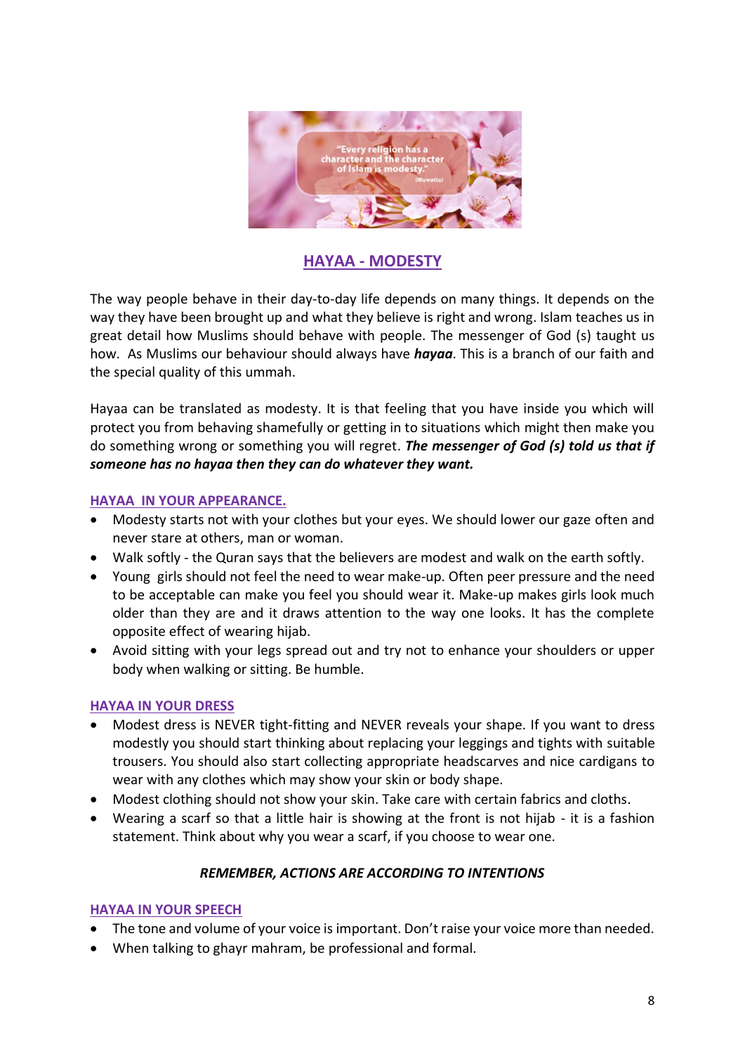## HAYAA - MODESTY

The way people behave in their day-to-day life depends on many things. It depends on the way they have been brought up and what they believe is right and wrong. Islam teaches us in great detail how Muslims should behave with people. The messenger of God (s) taught us how. As Muslims our behaviour should always have ***hayaa***. This is a branch of our faith and the special quality of this ummah.

Hayaa can be translated as modesty. It is that feeling that you have inside you which will protect you from behaving shamefully or getting in to situations which might then make you do something wrong or something you will regret. ***The messenger of God (s) told us that if someone has no hayaa then they can do whatever they want.***

### HAYAA IN YOUR APPEARANCE.

- Modesty starts not with your clothes but your eyes. We should lower our gaze often and never stare at others, man or woman.
- Walk softly - the Quran says that the believers are modest and walk on the earth softly.
- Young girls should not feel the need to wear make-up. Often peer pressure and the need to be acceptable can make you feel you should wear it. Make-up makes girls look much older than they are and it draws attention to the way one looks. It has the complete opposite effect of wearing hijab.
- Avoid sitting with your legs spread out and try not to enhance your shoulders or upper body when walking or sitting. Be humble.

### HAYAA IN YOUR DRESS

- Modest dress is NEVER tight-fitting and NEVER reveals your shape. If you want to dress modestly you should start thinking about replacing your leggings and tights with suitable trousers. You should also start collecting appropriate headscarves and nice cardigans to wear with any clothes which may show your skin or body shape.
- Modest clothing should not show your skin. Take care with certain fabrics and cloths.
- Wearing a scarf so that a little hair is showing at the front is not hijab - it is a fashion statement. Think about why you wear a scarf, if you choose to wear one.

***REMEMBER, ACTIONS ARE ACCORDING TO INTENTIONS***

### HAYAA IN YOUR SPEECH

- The tone and volume of your voice is important. Don't raise your voice more than needed.
- When talking to ghayr mahram, be professional and formal.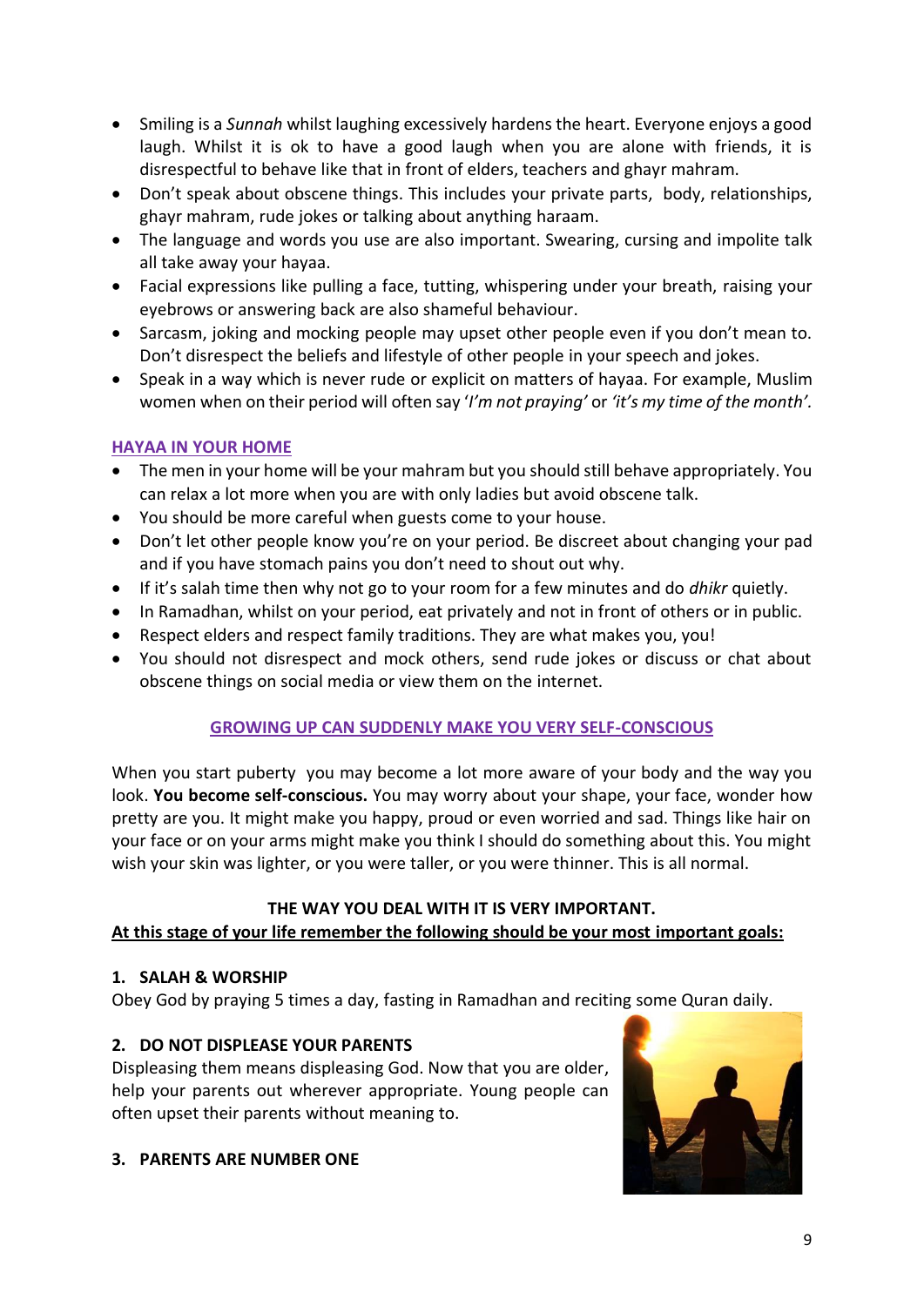- Smiling is a *Sunnah* whilst laughing excessively hardens the heart. Everyone enjoys a good laugh. Whilst it is ok to have a good laugh when you are alone with friends, it is disrespectful to behave like that in front of elders, teachers and ghayr mahram.
- Don't speak about obscene things. This includes your private parts, body, relationships, ghayr mahram, rude jokes or talking about anything haraam.
- The language and words you use are also important. Swearing, cursing and impolite talk all take away your hayaa.
- Facial expressions like pulling a face, tutting, whispering under your breath, raising your eyebrows or answering back are also shameful behaviour.
- Sarcasm, joking and mocking people may upset other people even if you don't mean to. Don't disrespect the beliefs and lifestyle of other people in your speech and jokes.
- Speak in a way which is never rude or explicit on matters of hayaa. For example, Muslim women when on their period will often say '*I'm not praying'* or *'it's my time of the month'.*

## HAYAA IN YOUR HOME

- The men in your home will be your mahram but you should still behave appropriately. You can relax a lot more when you are with only ladies but avoid obscene talk.
- You should be more careful when guests come to your house.
- Don't let other people know you're on your period. Be discreet about changing your pad and if you have stomach pains you don't need to shout out why.
- If it's salah time then why not go to your room for a few minutes and do *dhikr* quietly.
- In Ramadhan, whilst on your period, eat privately and not in front of others or in public.
- Respect elders and respect family traditions. They are what makes you, you!
- You should not disrespect and mock others, send rude jokes or discuss or chat about obscene things on social media or view them on the internet.

## GROWING UP CAN SUDDENLY MAKE YOU VERY SELF-CONSCIOUS

When you start puberty you may become a lot more aware of your body and the way you look. **You become self-conscious.** You may worry about your shape, your face, wonder how pretty are you. It might make you happy, proud or even worried and sad. Things like hair on your face or on your arms might make you think I should do something about this. You might wish your skin was lighter, or you were taller, or you were thinner. This is all normal.

**THE WAY YOU DEAL WITH IT IS VERY IMPORTANT.**

**At this stage of your life remember the following should be your most important goals:**

**1. SALAH & WORSHIP**

Obey God by praying 5 times a day, fasting in Ramadhan and reciting some Quran daily.

**2. DO NOT DISPLEASE YOUR PARENTS**

Displeasing them means displeasing God. Now that you are older, help your parents out wherever appropriate. Young people can often upset their parents without meaning to.

**3. PARENTS ARE NUMBER ONE**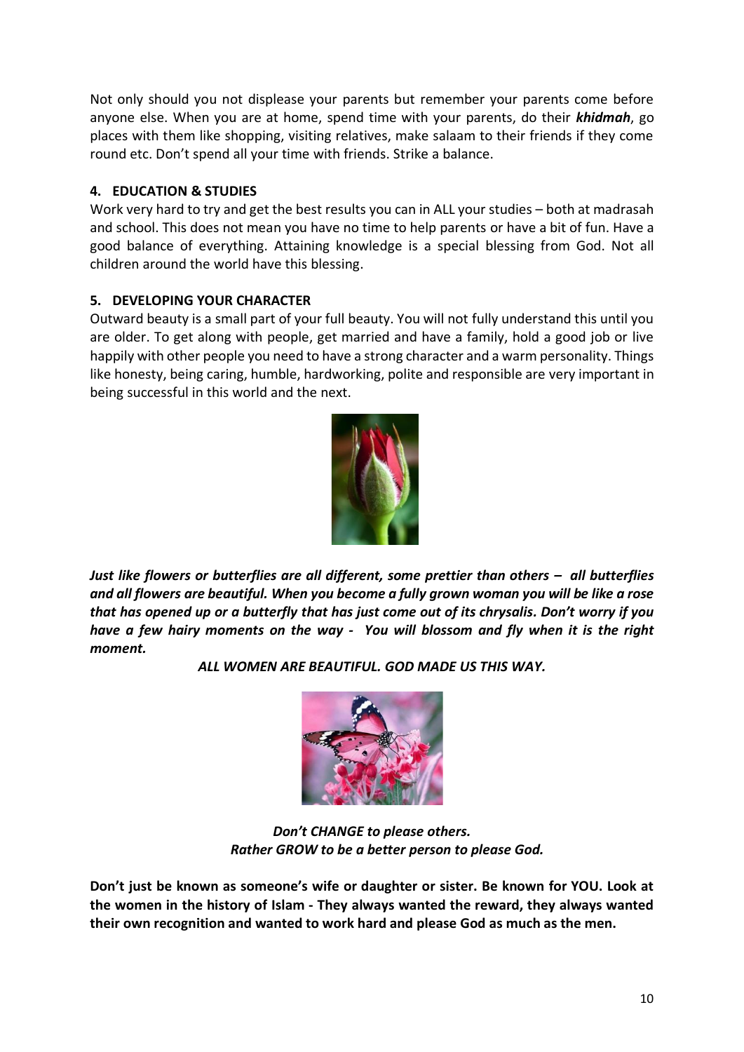Not only should you not displease your parents but remember your parents come before anyone else. When you are at home, spend time with your parents, do their ***khidmah***, go places with them like shopping, visiting relatives, make salaam to their friends if they come round etc. Don't spend all your time with friends. Strike a balance.

**4. EDUCATION & STUDIES**

Work very hard to try and get the best results you can in ALL your studies – both at madrasah and school. This does not mean you have no time to help parents or have a bit of fun. Have a good balance of everything. Attaining knowledge is a special blessing from God. Not all children around the world have this blessing.

**5. DEVELOPING YOUR CHARACTER**

Outward beauty is a small part of your full beauty. You will not fully understand this until you are older. To get along with people, get married and have a family, hold a good job or live happily with other people you need to have a strong character and a warm personality. Things like honesty, being caring, humble, hardworking, polite and responsible are very important in being successful in this world and the next.

***Just like flowers or butterflies are all different, some prettier than others – all butterflies and all flowers are beautiful. When you become a fully grown woman you will be like a rose that has opened up or a butterfly that has just come out of its chrysalis. Don't worry if you have a few hairy moments on the way - You will blossom and fly when it is the right moment.***

***ALL WOMEN ARE BEAUTIFUL. GOD MADE US THIS WAY.***

***Don't CHANGE to please others.***
***Rather GROW to be a better person to please God.***

**Don't just be known as someone's wife or daughter or sister. Be known for YOU. Look at the women in the history of Islam - They always wanted the reward, they always wanted their own recognition and wanted to work hard and please God as much as the men.**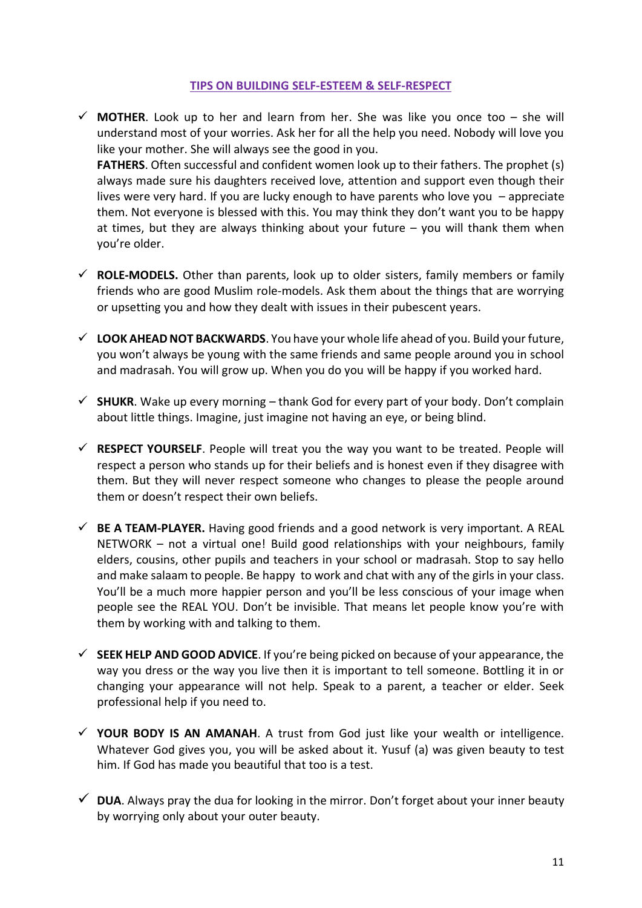## TIPS ON BUILDING SELF-ESTEEM & SELF-RESPECT

- ✓ **MOTHER**. Look up to her and learn from her. She was like you once too – she will understand most of your worries. Ask her for all the help you need. Nobody will love you like your mother. She will always see the good in you.

  **FATHERS**. Often successful and confident women look up to their fathers. The prophet (s) always made sure his daughters received love, attention and support even though their lives were very hard. If you are lucky enough to have parents who love you – appreciate them. Not everyone is blessed with this. You may think they don't want you to be happy at times, but they are always thinking about your future – you will thank them when you're older.

- ✓ **ROLE-MODELS.** Other than parents, look up to older sisters, family members or family friends who are good Muslim role-models. Ask them about the things that are worrying or upsetting you and how they dealt with issues in their pubescent years.

- ✓ **LOOK AHEAD NOT BACKWARDS**. You have your whole life ahead of you. Build your future, you won't always be young with the same friends and same people around you in school and madrasah. You will grow up. When you do you will be happy if you worked hard.

- ✓ **SHUKR**. Wake up every morning – thank God for every part of your body. Don't complain about little things. Imagine, just imagine not having an eye, or being blind.

- ✓ **RESPECT YOURSELF**. People will treat you the way you want to be treated. People will respect a person who stands up for their beliefs and is honest even if they disagree with them. But they will never respect someone who changes to please the people around them or doesn't respect their own beliefs.

- ✓ **BE A TEAM-PLAYER.** Having good friends and a good network is very important. A REAL NETWORK – not a virtual one! Build good relationships with your neighbours, family elders, cousins, other pupils and teachers in your school or madrasah. Stop to say hello and make salaam to people. Be happy to work and chat with any of the girls in your class. You'll be a much more happier person and you'll be less conscious of your image when people see the REAL YOU. Don't be invisible. That means let people know you're with them by working with and talking to them.

- ✓ **SEEK HELP AND GOOD ADVICE**. If you're being picked on because of your appearance, the way you dress or the way you live then it is important to tell someone. Bottling it in or changing your appearance will not help. Speak to a parent, a teacher or elder. Seek professional help if you need to.

- ✓ **YOUR BODY IS AN AMANAH**. A trust from God just like your wealth or intelligence. Whatever God gives you, you will be asked about it. Yusuf (a) was given beauty to test him. If God has made you beautiful that too is a test.

- ✓ **DUA**. Always pray the dua for looking in the mirror. Don't forget about your inner beauty by worrying only about your outer beauty.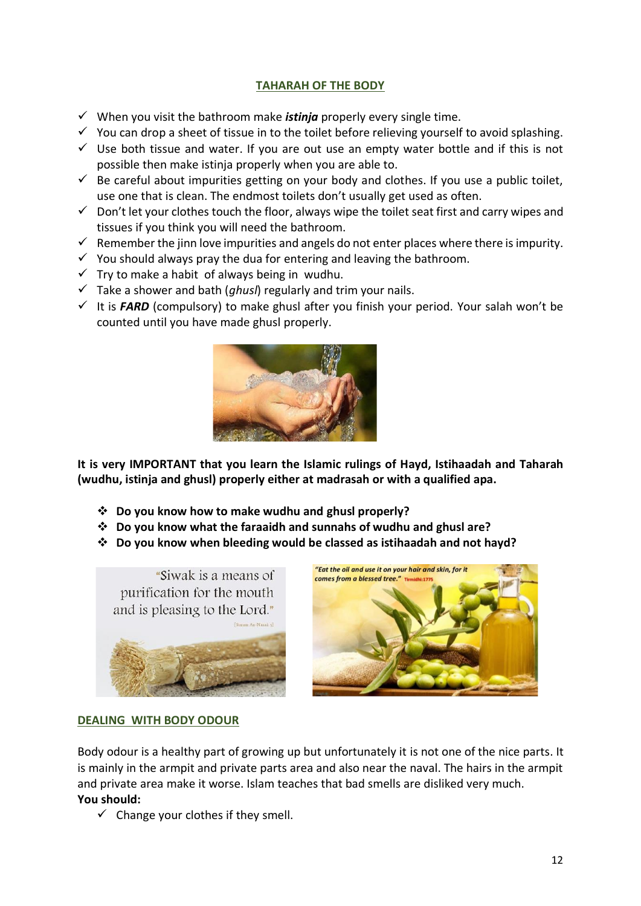## TAHARAH OF THE BODY

- ✓ When you visit the bathroom make ***istinja*** properly every single time.
- ✓ You can drop a sheet of tissue in to the toilet before relieving yourself to avoid splashing.
- ✓ Use both tissue and water. If you are out use an empty water bottle and if this is not possible then make istinja properly when you are able to.
- ✓ Be careful about impurities getting on your body and clothes. If you use a public toilet, use one that is clean. The endmost toilets don't usually get used as often.
- ✓ Don't let your clothes touch the floor, always wipe the toilet seat first and carry wipes and tissues if you think you will need the bathroom.
- ✓ Remember the jinn love impurities and angels do not enter places where there is impurity.
- ✓ You should always pray the dua for entering and leaving the bathroom.
- ✓ Try to make a habit of always being in wudhu.
- ✓ Take a shower and bath (*ghusl*) regularly and trim your nails.
- ✓ It is ***FARD*** (compulsory) to make ghusl after you finish your period. Your salah won't be counted until you have made ghusl properly.

**It is very IMPORTANT that you learn the Islamic rulings of Hayd, Istihaadah and Taharah (wudhu, istinja and ghusl) properly either at madrasah or with a qualified apa.**

- ❖ **Do you know how to make wudhu and ghusl properly?**
- ❖ **Do you know what the faraaidh and sunnahs of wudhu and ghusl are?**
- ❖ **Do you know when bleeding would be classed as istihaadah and not hayd?**

"Siwak is a means of purification for the mouth and is pleasing to the Lord." [Sunan An-Nasai:5]

"Eat the oil and use it on your hair and skin, for it comes from a blessed tree." Tirmidhi:1775

## DEALING WITH BODY ODOUR

Body odour is a healthy part of growing up but unfortunately it is not one of the nice parts. It is mainly in the armpit and private parts area and also near the naval. The hairs in the armpit and private area make it worse. Islam teaches that bad smells are disliked very much.

**You should:**

- ✓ Change your clothes if they smell.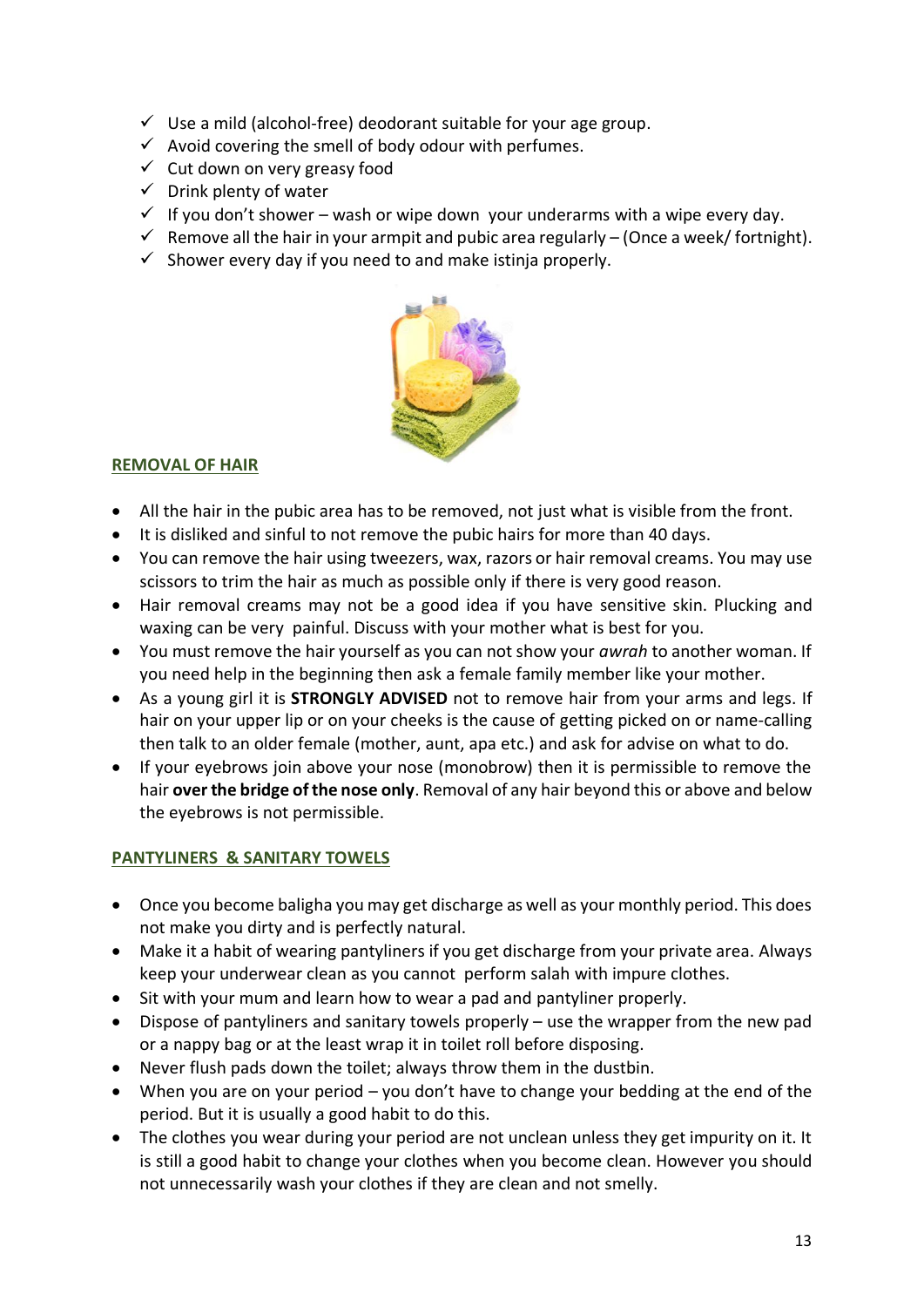- ✓ Use a mild (alcohol-free) deodorant suitable for your age group.
- ✓ Avoid covering the smell of body odour with perfumes.
- ✓ Cut down on very greasy food
- ✓ Drink plenty of water
- ✓ If you don't shower – wash or wipe down your underarms with a wipe every day.
- ✓ Remove all the hair in your armpit and pubic area regularly – (Once a week/ fortnight).
- ✓ Shower every day if you need to and make istinja properly.

## REMOVAL OF HAIR

- All the hair in the pubic area has to be removed, not just what is visible from the front.
- It is disliked and sinful to not remove the pubic hairs for more than 40 days.
- You can remove the hair using tweezers, wax, razors or hair removal creams. You may use scissors to trim the hair as much as possible only if there is very good reason.
- Hair removal creams may not be a good idea if you have sensitive skin. Plucking and waxing can be very painful. Discuss with your mother what is best for you.
- You must remove the hair yourself as you can not show your *awrah* to another woman. If you need help in the beginning then ask a female family member like your mother.
- As a young girl it is **STRONGLY ADVISED** not to remove hair from your arms and legs. If hair on your upper lip or on your cheeks is the cause of getting picked on or name-calling then talk to an older female (mother, aunt, apa etc.) and ask for advise on what to do.
- If your eyebrows join above your nose (monobrow) then it is permissible to remove the hair **over the bridge of the nose only**. Removal of any hair beyond this or above and below the eyebrows is not permissible.

## PANTYLINERS & SANITARY TOWELS

- Once you become baligha you may get discharge as well as your monthly period. This does not make you dirty and is perfectly natural.
- Make it a habit of wearing pantyliners if you get discharge from your private area. Always keep your underwear clean as you cannot perform salah with impure clothes.
- Sit with your mum and learn how to wear a pad and pantyliner properly.
- Dispose of pantyliners and sanitary towels properly – use the wrapper from the new pad or a nappy bag or at the least wrap it in toilet roll before disposing.
- Never flush pads down the toilet; always throw them in the dustbin.
- When you are on your period – you don't have to change your bedding at the end of the period. But it is usually a good habit to do this.
- The clothes you wear during your period are not unclean unless they get impurity on it. It is still a good habit to change your clothes when you become clean. However you should not unnecessarily wash your clothes if they are clean and not smelly.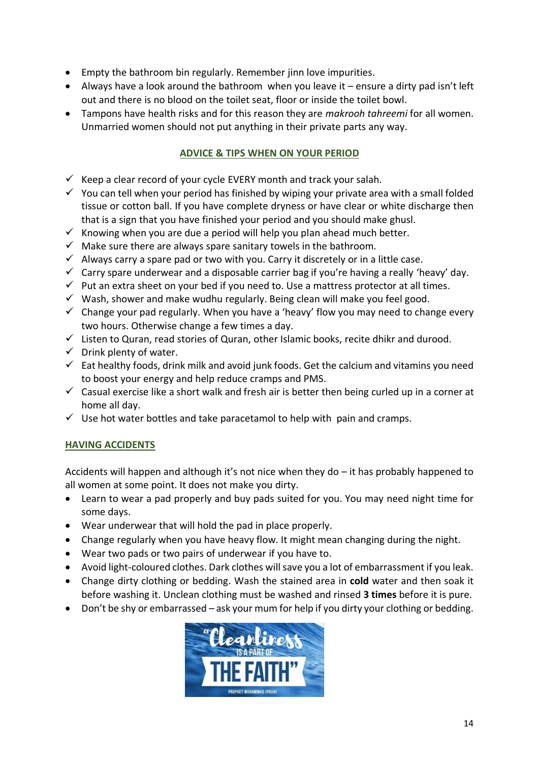- Empty the bathroom bin regularly. Remember jinn love impurities.
- Always have a look around the bathroom when you leave it – ensure a dirty pad isn't left out and there is no blood on the toilet seat, floor or inside the toilet bowl.
- Tampons have health risks and for this reason they are *makrooh tahreemi* for all women. Unmarried women should not put anything in their private parts any way.

## ADVICE & TIPS WHEN ON YOUR PERIOD

- ✓ Keep a clear record of your cycle EVERY month and track your salah.
- ✓ You can tell when your period has finished by wiping your private area with a small folded tissue or cotton ball. If you have complete dryness or have clear or white discharge then that is a sign that you have finished your period and you should make ghusl.
- ✓ Knowing when you are due a period will help you plan ahead much better.
- ✓ Make sure there are always spare sanitary towels in the bathroom.
- ✓ Always carry a spare pad or two with you. Carry it discretely or in a little case.
- ✓ Carry spare underwear and a disposable carrier bag if you're having a really 'heavy' day.
- ✓ Put an extra sheet on your bed if you need to. Use a mattress protector at all times.
- ✓ Wash, shower and make wudhu regularly. Being clean will make you feel good.
- ✓ Change your pad regularly. When you have a 'heavy' flow you may need to change every two hours. Otherwise change a few times a day.
- ✓ Listen to Quran, read stories of Quran, other Islamic books, recite dhikr and durood.
- ✓ Drink plenty of water.
- ✓ Eat healthy foods, drink milk and avoid junk foods. Get the calcium and vitamins you need to boost your energy and help reduce cramps and PMS.
- ✓ Casual exercise like a short walk and fresh air is better then being curled up in a corner at home all day.
- ✓ Use hot water bottles and take paracetamol to help with pain and cramps.

## HAVING ACCIDENTS

Accidents will happen and although it's not nice when they do – it has probably happened to all women at some point. It does not make you dirty.

- Learn to wear a pad properly and buy pads suited for you. You may need night time for some days.
- Wear underwear that will hold the pad in place properly.
- Change regularly when you have heavy flow. It might mean changing during the night.
- Wear two pads or two pairs of underwear if you have to.
- Avoid light-coloured clothes. Dark clothes will save you a lot of embarrassment if you leak.
- Change dirty clothing or bedding. Wash the stained area in **cold** water and then soak it before washing it. Unclean clothing must be washed and rinsed **3 times** before it is pure.
- Don't be shy or embarrassed – ask your mum for help if you dirty your clothing or bedding.

"Cleanliness IS A PART OF THE FAITH"

PROPHET MUHAMMAD (PBUH)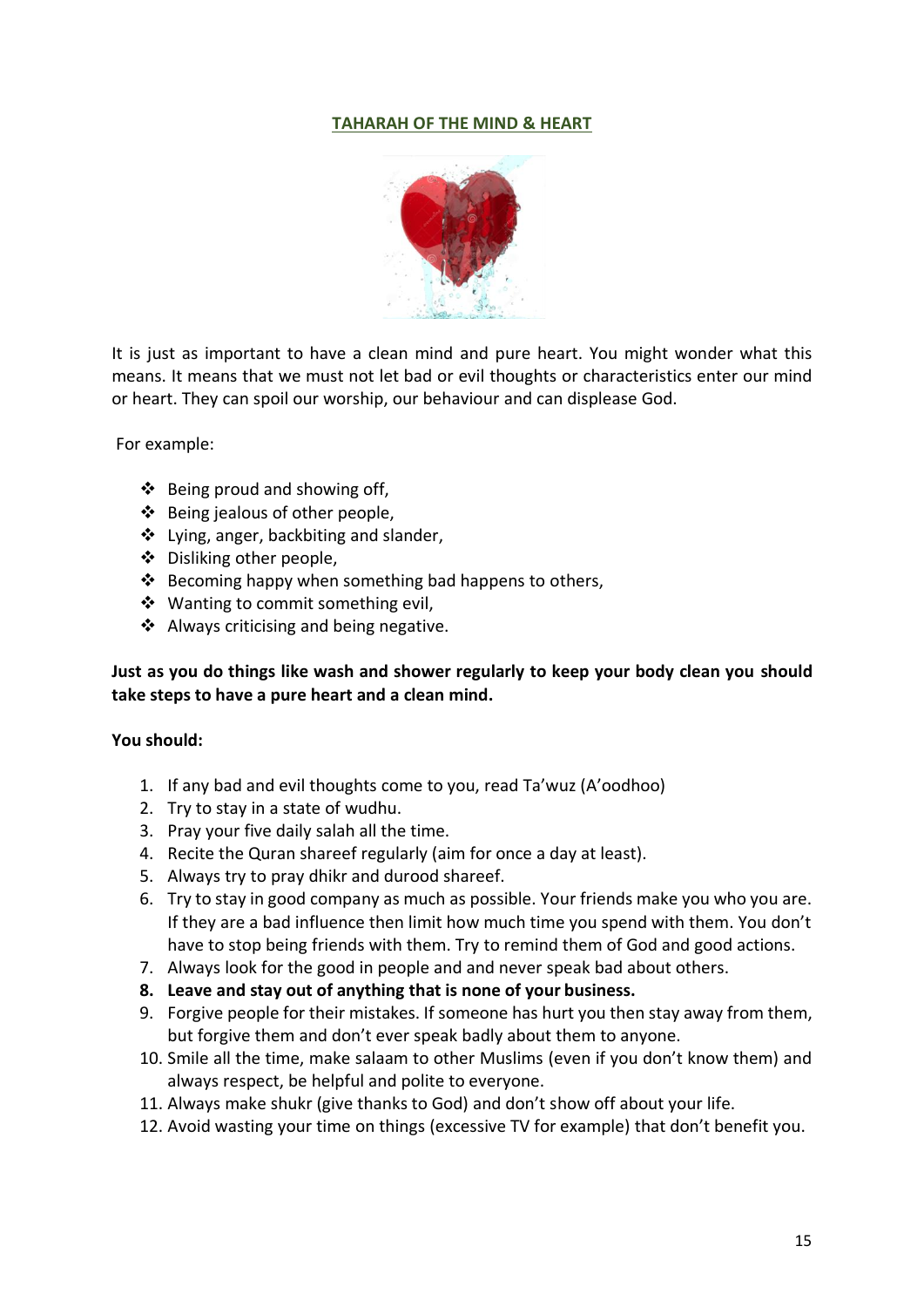## TAHARAH OF THE MIND & HEART

It is just as important to have a clean mind and pure heart. You might wonder what this means. It means that we must not let bad or evil thoughts or characteristics enter our mind or heart. They can spoil our worship, our behaviour and can displease God.

For example:

- Being proud and showing off,
- Being jealous of other people,
- Lying, anger, backbiting and slander,
- Disliking other people,
- Becoming happy when something bad happens to others,
- Wanting to commit something evil,
- Always criticising and being negative.

**Just as you do things like wash and shower regularly to keep your body clean you should take steps to have a pure heart and a clean mind.**

**You should:**

1. If any bad and evil thoughts come to you, read Ta'wuz (A'oodhoo)
2. Try to stay in a state of wudhu.
3. Pray your five daily salah all the time.
4. Recite the Quran shareef regularly (aim for once a day at least).
5. Always try to pray dhikr and durood shareef.
6. Try to stay in good company as much as possible. Your friends make you who you are. If they are a bad influence then limit how much time you spend with them. You don't have to stop being friends with them. Try to remind them of God and good actions.
7. Always look for the good in people and and never speak bad about others.
8. **Leave and stay out of anything that is none of your business.**
9. Forgive people for their mistakes. If someone has hurt you then stay away from them, but forgive them and don't ever speak badly about them to anyone.
10. Smile all the time, make salaam to other Muslims (even if you don't know them) and always respect, be helpful and polite to everyone.
11. Always make shukr (give thanks to God) and don't show off about your life.
12. Avoid wasting your time on things (excessive TV for example) that don't benefit you.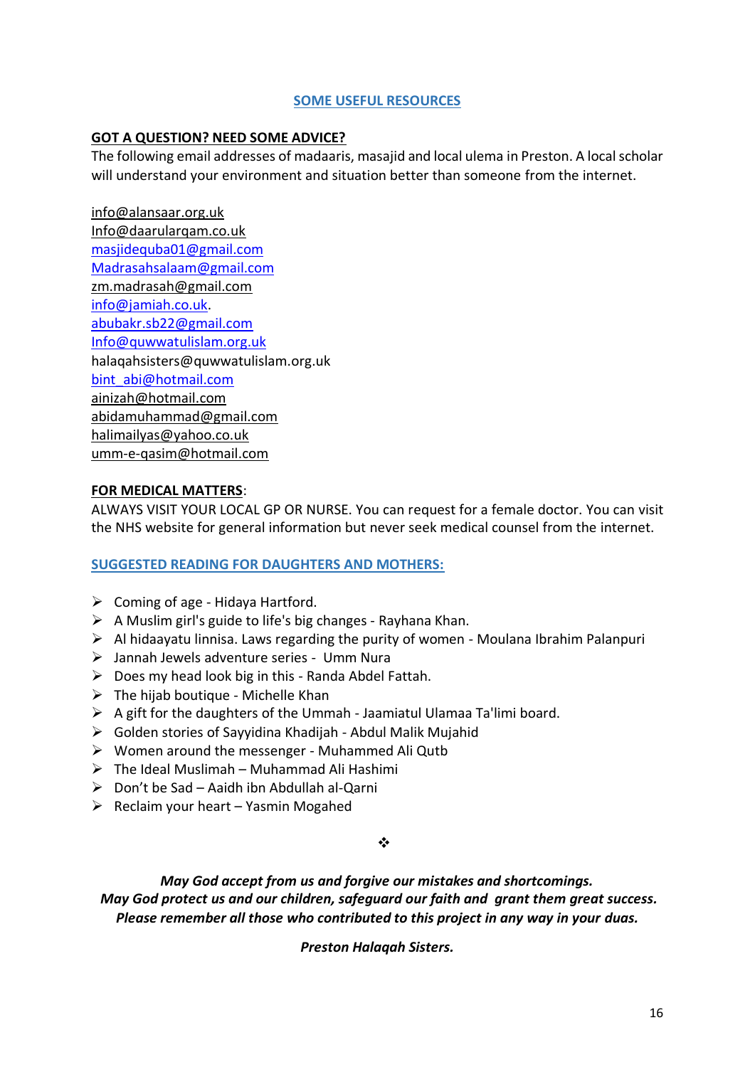## SOME USEFUL RESOURCES

**GOT A QUESTION? NEED SOME ADVICE?**

The following email addresses of madaaris, masajid and local ulema in Preston. A local scholar will understand your environment and situation better than someone from the internet.

info@alansaar.org.uk
Info@daarularqam.co.uk
masjidequba01@gmail.com
Madrasahsalaam@gmail.com
zm.madrasah@gmail.com
info@jamiah.co.uk.
abubakr.sb22@gmail.com
Info@quwwatulislam.org.uk
halaqahsisters@quwwatulislam.org.uk
bint_abi@hotmail.com
ainizah@hotmail.com
abidamuhammad@gmail.com
halimailyas@yahoo.co.uk
umm-e-qasim@hotmail.com

**FOR MEDICAL MATTERS**:

ALWAYS VISIT YOUR LOCAL GP OR NURSE. You can request for a female doctor. You can visit the NHS website for general information but never seek medical counsel from the internet.

### SUGGESTED READING FOR DAUGHTERS AND MOTHERS:

- Coming of age - Hidaya Hartford.
- A Muslim girl's guide to life's big changes - Rayhana Khan.
- Al hidaayatu linnisa. Laws regarding the purity of women - Moulana Ibrahim Palanpuri
- Jannah Jewels adventure series - Umm Nura
- Does my head look big in this - Randa Abdel Fattah.
- The hijab boutique - Michelle Khan
- A gift for the daughters of the Ummah - Jaamiatul Ulamaa Ta'limi board.
- Golden stories of Sayyidina Khadijah - Abdul Malik Mujahid
- Women around the messenger - Muhammed Ali Qutb
- The Ideal Muslimah – Muhammad Ali Hashimi
- Don't be Sad – Aaidh ibn Abdullah al-Qarni
- Reclaim your heart – Yasmin Mogahed

❖

***May God accept from us and forgive our mistakes and shortcomings.***
***May God protect us and our children, safeguard our faith and grant them great success.***
***Please remember all those who contributed to this project in any way in your duas.***

***Preston Halaqah Sisters.***